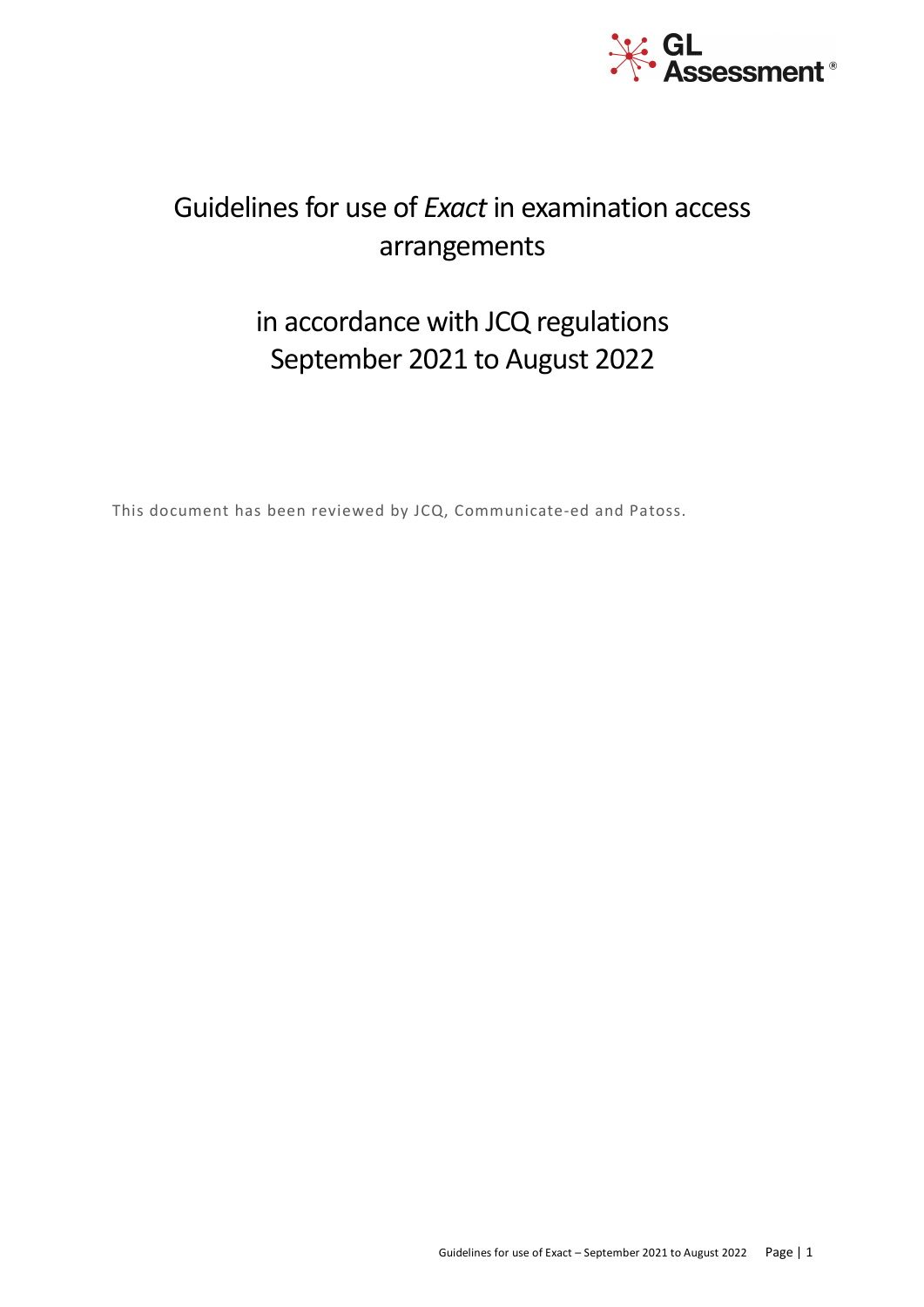# Guidelines for use of *Exact* in examination access arrangements

# in accordance with JCQ regulations September 2021 to August 2022

This document has been reviewed by JCQ, Communicate-ed and Patoss.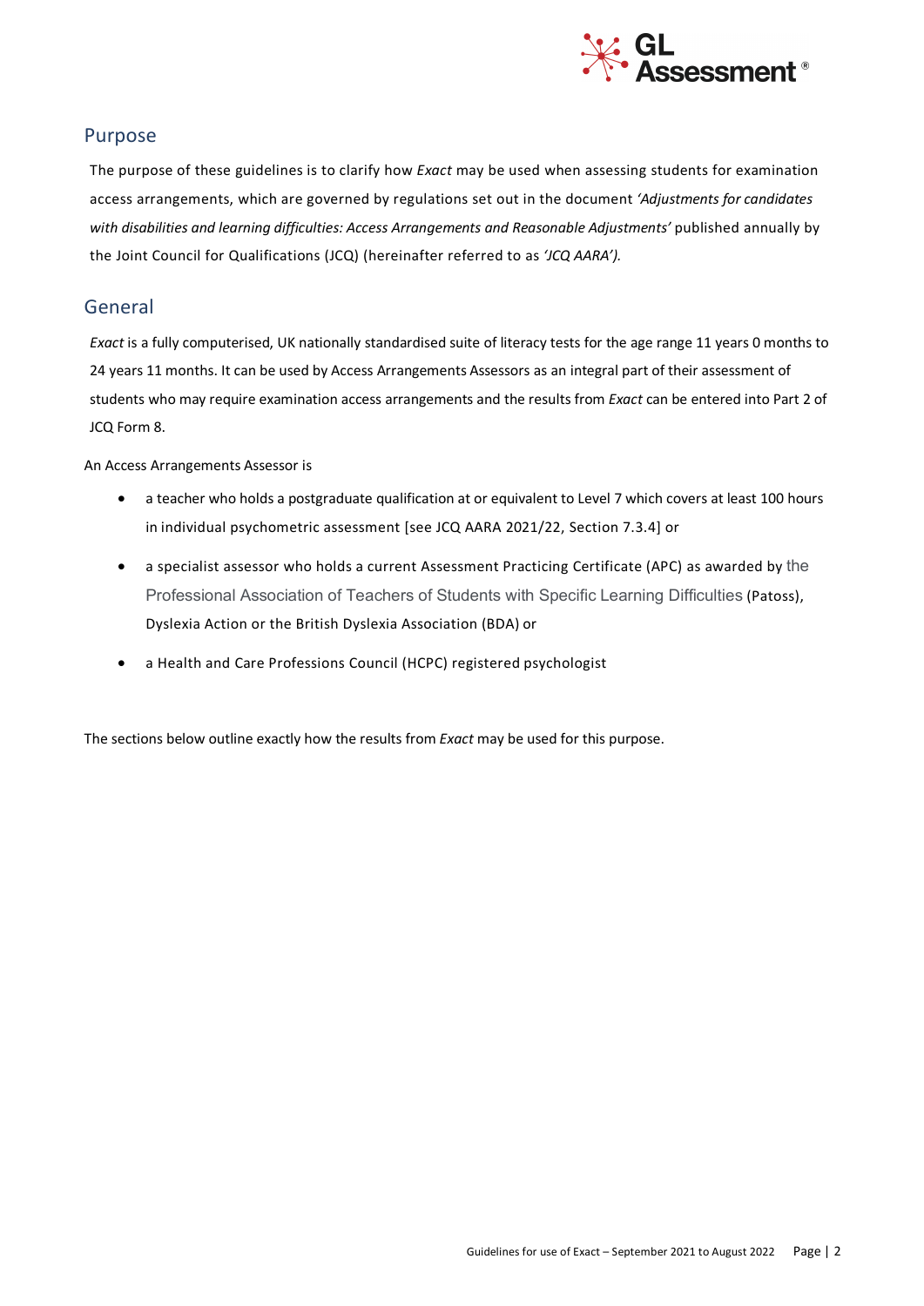## Purpose

The purpose of these guidelines is to clarify how *Exact* may be used when assessing students for examination access arrangements, which are governed by regulations set out in the document *'Adjustments for candidates with disabilities and learning difficulties: Access Arrangements and Reasonable Adjustments'* published annually by the Joint Council for Qualifications (JCQ) (hereinafter referred to as *'JCQ AARA').*

## General

*Exact* is a fully computerised, UK nationally standardised suite of literacy tests for the age range 11 years 0 months to 24 years 11 months. It can be used by Access Arrangements Assessors as an integral part of their assessment of students who may require examination access arrangements and the results from *Exact* can be entered into Part 2 of JCQ Form 8.

An Access Arrangements Assessor is

- a teacher who holds a postgraduate qualification at or equivalent to Level 7 which covers at least 100 hours in individual psychometric assessment [see JCQ AARA 2021/22, Section 7.3.4] or
- a specialist assessor who holds a current Assessment Practicing Certificate (APC) as awarded by the Professional Association of Teachers of Students with Specific Learning Difficulties (Patoss), Dyslexia Action or the British Dyslexia Association (BDA) or
- a Health and Care Professions Council (HCPC) registered psychologist

The sections below outline exactly how the results from *Exact* may be used for this purpose.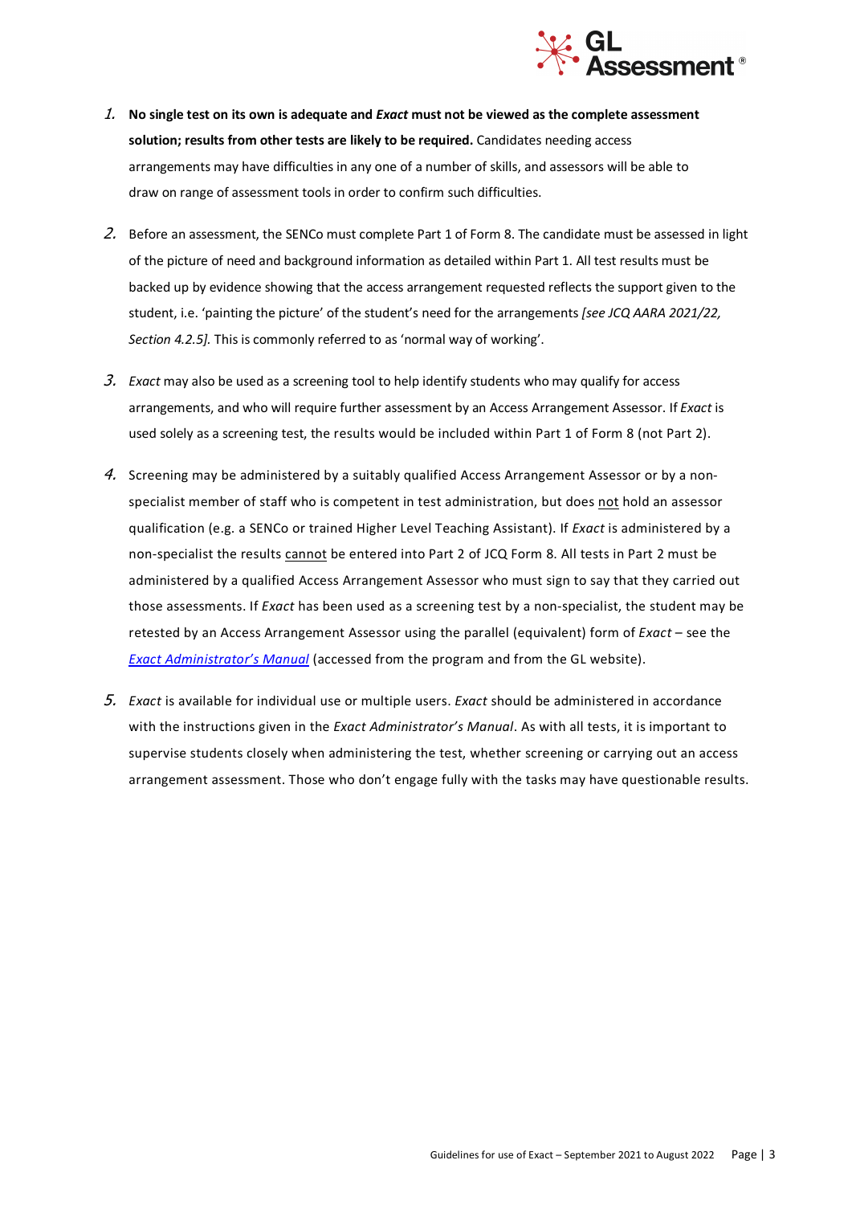1. **No single test on its own is adequate and *Exact* must not be viewed as the complete assessment solution; results from other tests are likely to be required.** Candidates needing access arrangements may have difficulties in any one of a number of skills, and assessors will be able to draw on range of assessment tools in order to confirm such difficulties.

2. Before an assessment, the SENCo must complete Part 1 of Form 8. The candidate must be assessed in light of the picture of need and background information as detailed within Part 1. All test results must be backed up by evidence showing that the access arrangement requested reflects the support given to the student, i.e. 'painting the picture' of the student's need for the arrangements *[see JCQ AARA 2021/22, Section 4.2.5].* This is commonly referred to as 'normal way of working'.

3. *Exact* may also be used as a screening tool to help identify students who may qualify for access arrangements, and who will require further assessment by an Access Arrangement Assessor. If *Exact* is used solely as a screening test, the results would be included within Part 1 of Form 8 (not Part 2).

4. Screening may be administered by a suitably qualified Access Arrangement Assessor or by a non-specialist member of staff who is competent in test administration, but does <u>not</u> hold an assessor qualification (e.g. a SENCo or trained Higher Level Teaching Assistant). If *Exact* is administered by a non-specialist the results <u>cannot</u> be entered into Part 2 of JCQ Form 8. All tests in Part 2 must be administered by a qualified Access Arrangement Assessor who must sign to say that they carried out those assessments. If *Exact* has been used as a screening test by a non-specialist, the student may be retested by an Access Arrangement Assessor using the parallel (equivalent) form of *Exact* – see the *Exact Administrator's Manual* (accessed from the program and from the GL website).

5. *Exact* is available for individual use or multiple users. *Exact* should be administered in accordance with the instructions given in the *Exact Administrator's Manual*. As with all tests, it is important to supervise students closely when administering the test, whether screening or carrying out an access arrangement assessment. Those who don't engage fully with the tasks may have questionable results.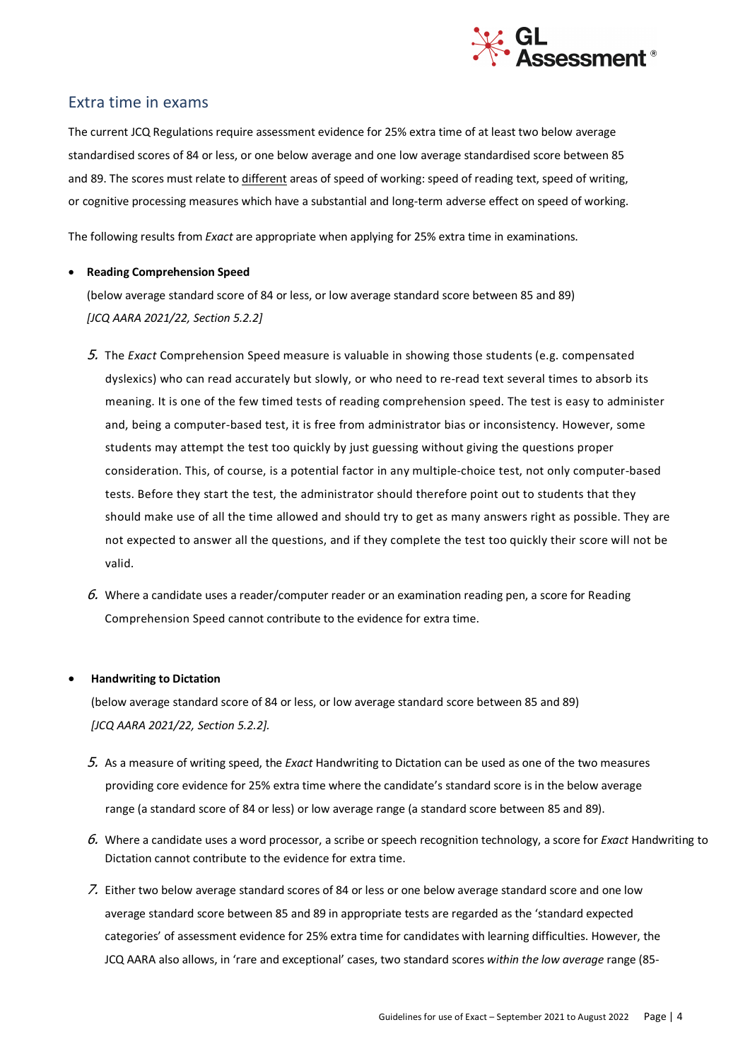## Extra time in exams

The current JCQ Regulations require assessment evidence for 25% extra time of at least two below average standardised scores of 84 or less, or one below average and one low average standardised score between 85 and 89. The scores must relate to different areas of speed of working: speed of reading text, speed of writing, or cognitive processing measures which have a substantial and long-term adverse effect on speed of working.

The following results from *Exact* are appropriate when applying for 25% extra time in examinations.

- **Reading Comprehension Speed**

  (below average standard score of 84 or less, or low average standard score between 85 and 89)
  *[JCQ AARA 2021/22, Section 5.2.2]*

  5. The *Exact* Comprehension Speed measure is valuable in showing those students (e.g. compensated dyslexics) who can read accurately but slowly, or who need to re-read text several times to absorb its meaning. It is one of the few timed tests of reading comprehension speed. The test is easy to administer and, being a computer-based test, it is free from administrator bias or inconsistency. However, some students may attempt the test too quickly by just guessing without giving the questions proper consideration. This, of course, is a potential factor in any multiple-choice test, not only computer-based tests. Before they start the test, the administrator should therefore point out to students that they should make use of all the time allowed and should try to get as many answers right as possible. They are not expected to answer all the questions, and if they complete the test too quickly their score will not be valid.
  6. Where a candidate uses a reader/computer reader or an examination reading pen, a score for Reading Comprehension Speed cannot contribute to the evidence for extra time.

- **Handwriting to Dictation**

  (below average standard score of 84 or less, or low average standard score between 85 and 89)
  *[JCQ AARA 2021/22, Section 5.2.2].*

  5. As a measure of writing speed, the *Exact* Handwriting to Dictation can be used as one of the two measures providing core evidence for 25% extra time where the candidate's standard score is in the below average range (a standard score of 84 or less) or low average range (a standard score between 85 and 89).
  6. Where a candidate uses a word processor, a scribe or speech recognition technology, a score for *Exact* Handwriting to Dictation cannot contribute to the evidence for extra time.
  7. Either two below average standard scores of 84 or less or one below average standard score and one low average standard score between 85 and 89 in appropriate tests are regarded as the 'standard expected categories' of assessment evidence for 25% extra time for candidates with learning difficulties. However, the JCQ AARA also allows, in 'rare and exceptional' cases, two standard scores *within the low average* range (85-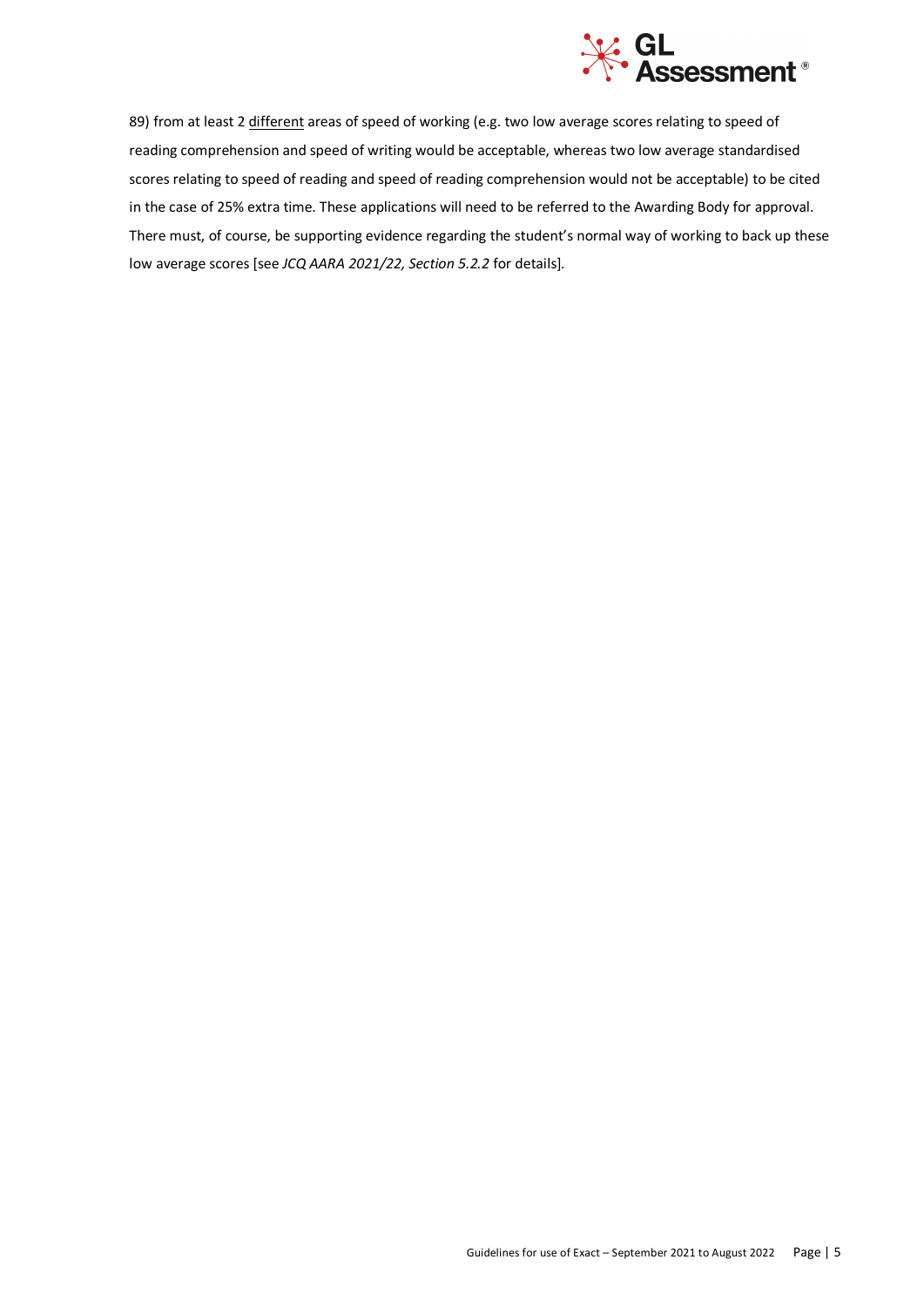89) from at least 2 <u>different</u> areas of speed of working (e.g. two low average scores relating to speed of reading comprehension and speed of writing would be acceptable, whereas two low average standardised scores relating to speed of reading and speed of reading comprehension would not be acceptable) to be cited in the case of 25% extra time. These applications will need to be referred to the Awarding Body for approval. There must, of course, be supporting evidence regarding the student's normal way of working to back up these low average scores [see *JCQ AARA 2021/22, Section 5.2.2* for details].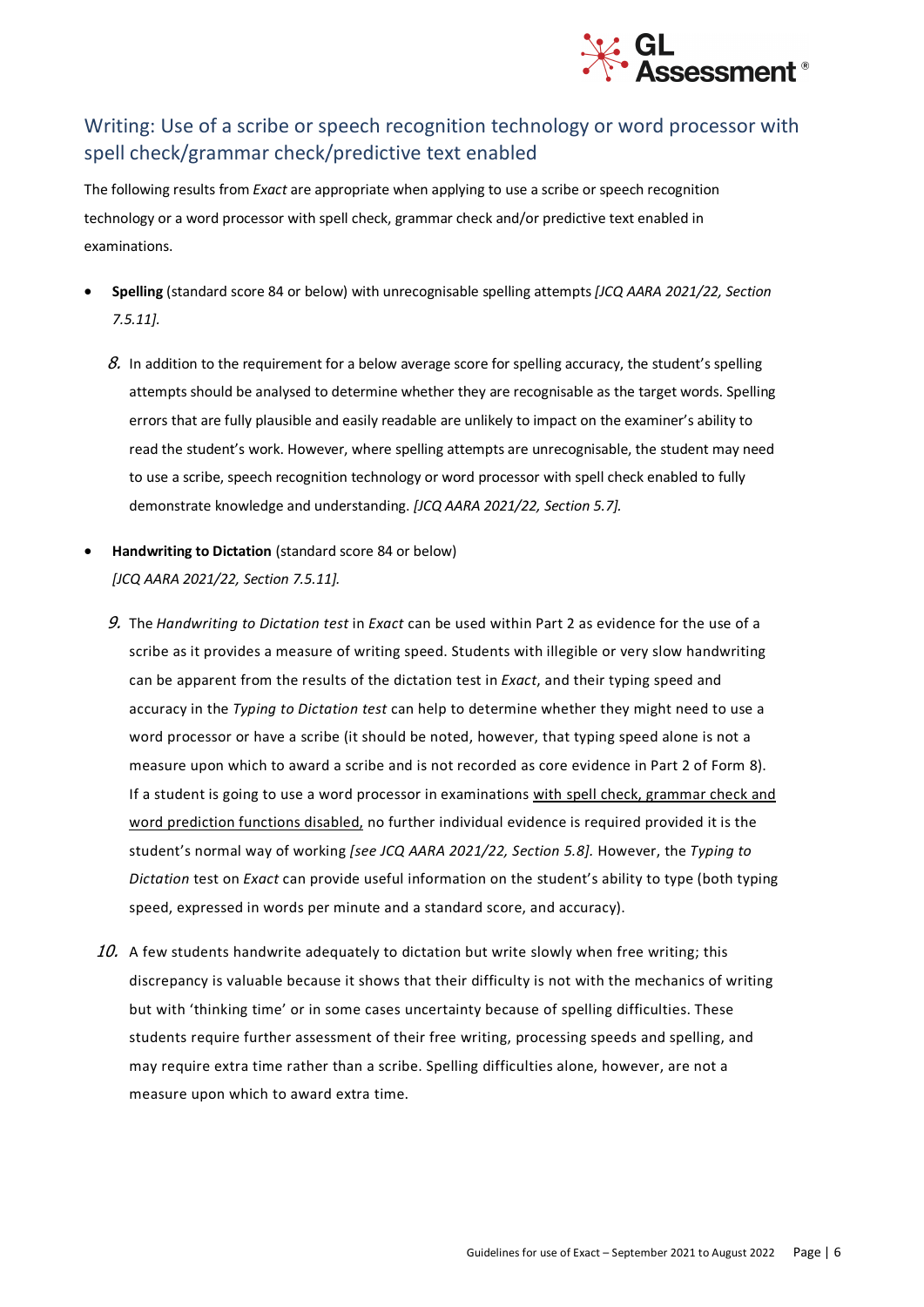## Writing: Use of a scribe or speech recognition technology or word processor with spell check/grammar check/predictive text enabled

The following results from *Exact* are appropriate when applying to use a scribe or speech recognition technology or a word processor with spell check, grammar check and/or predictive text enabled in examinations.

- **Spelling** (standard score 84 or below) with unrecognisable spelling attempts *[JCQ AARA 2021/22, Section 7.5.11].*

   8. In addition to the requirement for a below average score for spelling accuracy, the student's spelling attempts should be analysed to determine whether they are recognisable as the target words. Spelling errors that are fully plausible and easily readable are unlikely to impact on the examiner's ability to read the student's work. However, where spelling attempts are unrecognisable, the student may need to use a scribe, speech recognition technology or word processor with spell check enabled to fully demonstrate knowledge and understanding. *[JCQ AARA 2021/22, Section 5.7].*

- **Handwriting to Dictation** (standard score 84 or below) *[JCQ AARA 2021/22, Section 7.5.11].*

   9. The *Handwriting to Dictation test* in *Exact* can be used within Part 2 as evidence for the use of a scribe as it provides a measure of writing speed. Students with illegible or very slow handwriting can be apparent from the results of the dictation test in *Exact*, and their typing speed and accuracy in the *Typing to Dictation test* can help to determine whether they might need to use a word processor or have a scribe (it should be noted, however, that typing speed alone is not a measure upon which to award a scribe and is not recorded as core evidence in Part 2 of Form 8). If a student is going to use a word processor in examinations <u>with spell check, grammar check and word prediction functions disabled,</u> no further individual evidence is required provided it is the student's normal way of working *[see JCQ AARA 2021/22, Section 5.8]*. However, the *Typing to Dictation* test on *Exact* can provide useful information on the student's ability to type (both typing speed, expressed in words per minute and a standard score, and accuracy).

10. A few students handwrite adequately to dictation but write slowly when free writing; this discrepancy is valuable because it shows that their difficulty is not with the mechanics of writing but with 'thinking time' or in some cases uncertainty because of spelling difficulties. These students require further assessment of their free writing, processing speeds and spelling, and may require extra time rather than a scribe. Spelling difficulties alone, however, are not a measure upon which to award extra time.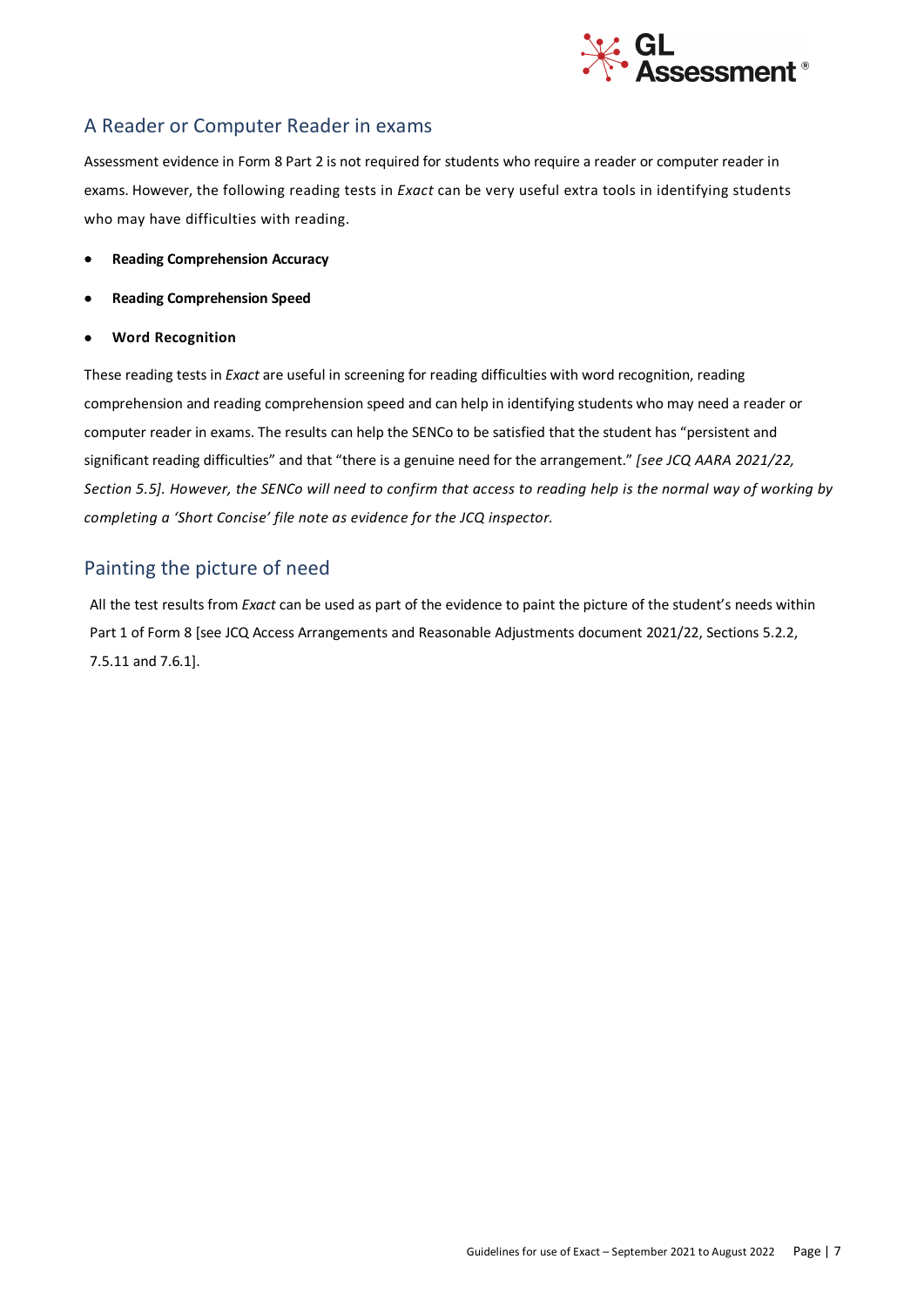## A Reader or Computer Reader in exams

Assessment evidence in Form 8 Part 2 is not required for students who require a reader or computer reader in exams. However, the following reading tests in *Exact* can be very useful extra tools in identifying students who may have difficulties with reading.

- **Reading Comprehension Accuracy**
- **Reading Comprehension Speed**
- **Word Recognition**

These reading tests in *Exact* are useful in screening for reading difficulties with word recognition, reading comprehension and reading comprehension speed and can help in identifying students who may need a reader or computer reader in exams. The results can help the SENCo to be satisfied that the student has "persistent and significant reading difficulties" and that "there is a genuine need for the arrangement." *[see JCQ AARA 2021/22, Section 5.5]. However, the SENCo will need to confirm that access to reading help is the normal way of working by completing a 'Short Concise' file note as evidence for the JCQ inspector.*

## Painting the picture of need

All the test results from *Exact* can be used as part of the evidence to paint the picture of the student's needs within Part 1 of Form 8 [see JCQ Access Arrangements and Reasonable Adjustments document 2021/22, Sections 5.2.2, 7.5.11 and 7.6.1].